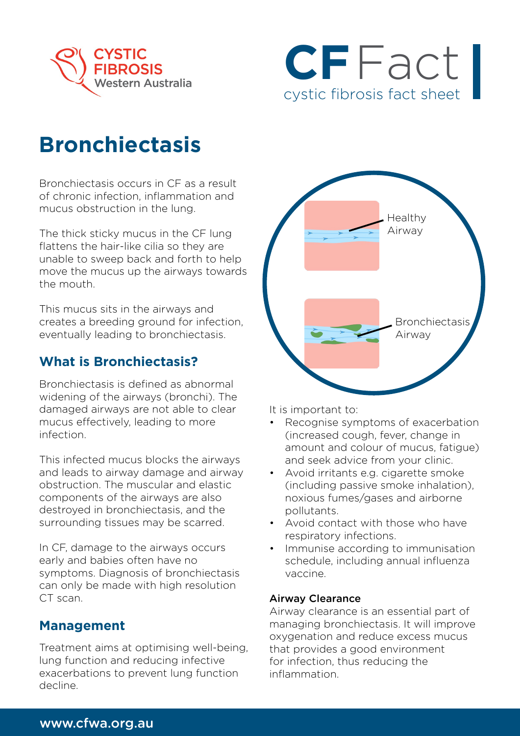CYSTIC FIBROSIS Western Australia

**CF Fact** cystic fibrosis fact sheet

# Bronchiectasis

Bronchiectasis occurs in CF as a result of chronic infection, inflammation and mucus obstruction in the lung.

The thick sticky mucus in the CF lung flattens the hair-like cilia so they are unable to sweep back and forth to help move the mucus up the airways towards the mouth.

This mucus sits in the airways and creates a breeding ground for infection, eventually leading to bronchiectasis.

## What is Bronchiectasis?

Bronchiectasis is defined as abnormal widening of the airways (bronchi). The damaged airways are not able to clear mucus effectively, leading to more infection.

This infected mucus blocks the airways and leads to airway damage and airway obstruction. The muscular and elastic components of the airways are also destroyed in bronchiectasis, and the surrounding tissues may be scarred.

In CF, damage to the airways occurs early and babies often have no symptoms. Diagnosis of bronchiectasis can only be made with high resolution CT scan.

## Management

Treatment aims at optimising well-being, lung function and reducing infective exacerbations to prevent lung function decline.

Healthy Airway

Bronchiectasis Airway

It is important to:

- Recognise symptoms of exacerbation (increased cough, fever, change in amount and colour of mucus, fatigue) and seek advice from your clinic.
- Avoid irritants e.g. cigarette smoke (including passive smoke inhalation), noxious fumes/gases and airborne pollutants.
- Avoid contact with those who have respiratory infections.
- Immunise according to immunisation schedule, including annual influenza vaccine.

### Airway Clearance

Airway clearance is an essential part of managing bronchiectasis. It will improve oxygenation and reduce excess mucus that provides a good environment for infection, thus reducing the inflammation.

www.cfwa.org.au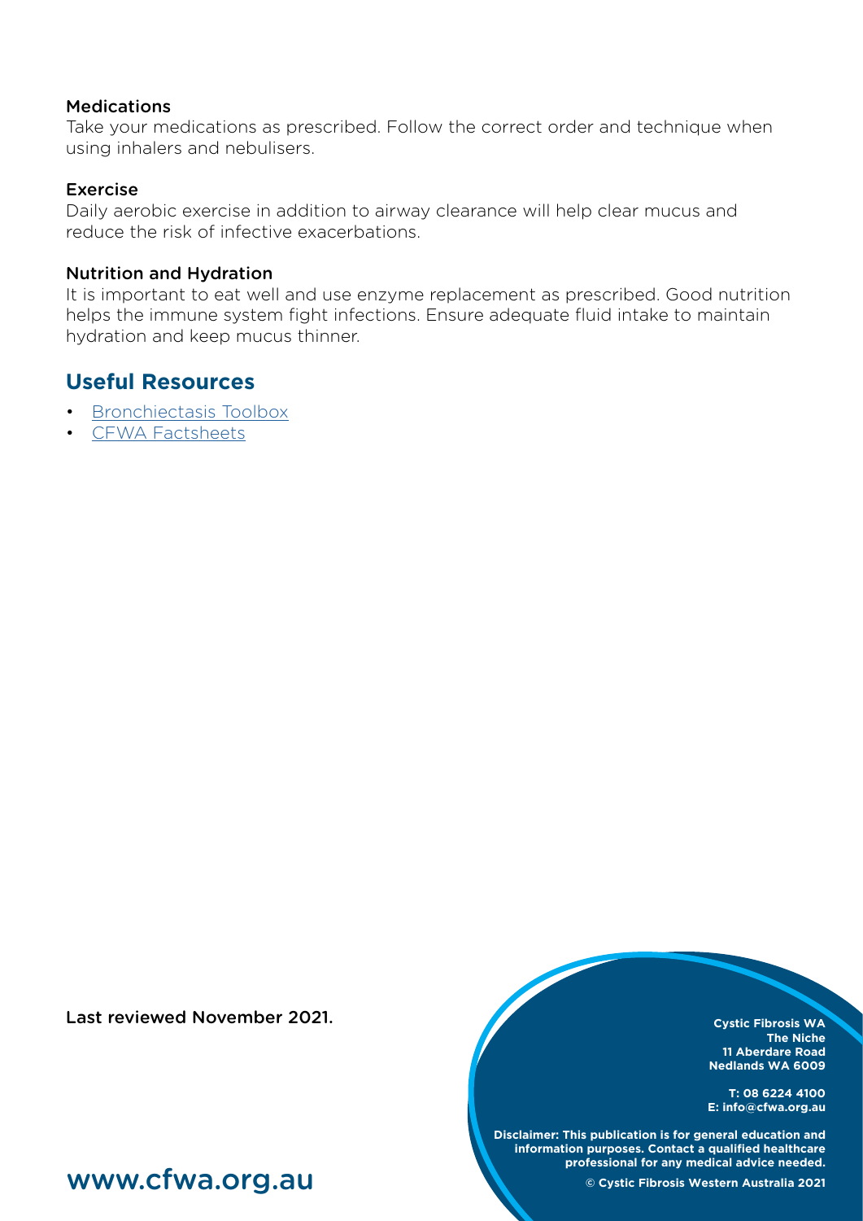### Medications

Take your medications as prescribed. Follow the correct order and technique when using inhalers and nebulisers.

### Exercise

Daily aerobic exercise in addition to airway clearance will help clear mucus and reduce the risk of infective exacerbations.

### Nutrition and Hydration

It is important to eat well and use enzyme replacement as prescribed. Good nutrition helps the immune system fight infections. Ensure adequate fluid intake to maintain hydration and keep mucus thinner.

## Useful Resources

- Bronchiectasis Toolbox
- CFWA Factsheets

Last reviewed November 2021.

**Cystic Fibrosis WA**
**The Niche**
**11 Aberdare Road**
**Nedlands WA 6009**

**T: 08 6224 4100**
**E: info@cfwa.org.au**

**Disclaimer: This publication is for general education and information purposes. Contact a qualified healthcare professional for any medical advice needed.**

**© Cystic Fibrosis Western Australia 2021**

www.cfwa.org.au